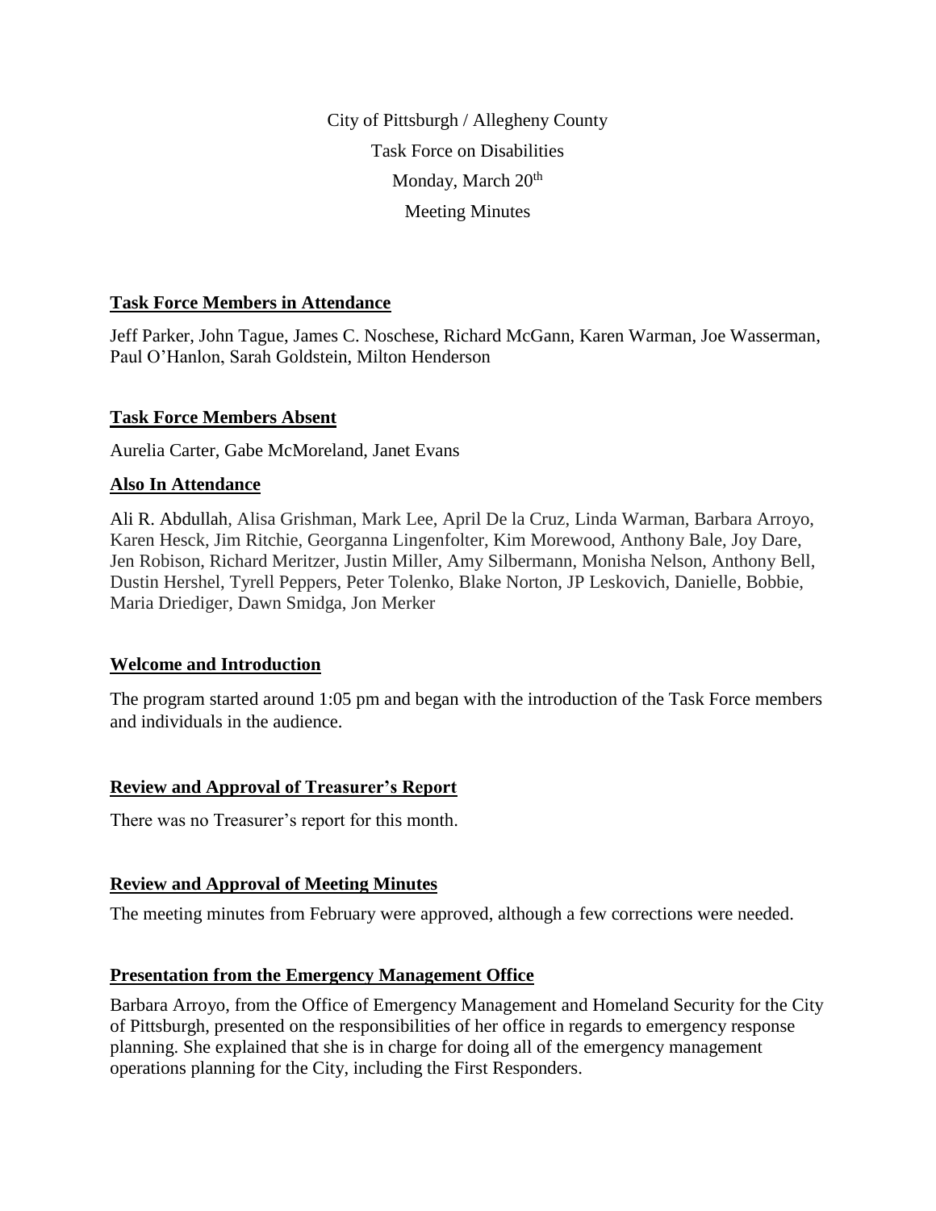City of Pittsburgh / Allegheny County

Task Force on Disabilities

Monday, March 20th

Meeting Minutes

## Task Force Members in Attendance

Jeff Parker, John Tague, James C. Noschese, Richard McGann, Karen Warman, Joe Wasserman, Paul O'Hanlon, Sarah Goldstein, Milton Henderson

## Task Force Members Absent

Aurelia Carter, Gabe McMoreland, Janet Evans

## Also In Attendance

Ali R. Abdullah, Alisa Grishman, Mark Lee, April De la Cruz, Linda Warman, Barbara Arroyo, Karen Hesck, Jim Ritchie, Georganna Lingenfolter, Kim Morewood, Anthony Bale, Joy Dare, Jen Robison, Richard Meritzer, Justin Miller, Amy Silbermann, Monisha Nelson, Anthony Bell, Dustin Hershel, Tyrell Peppers, Peter Tolenko, Blake Norton, JP Leskovich, Danielle, Bobbie, Maria Driediger, Dawn Smidga, Jon Merker

## Welcome and Introduction

The program started around 1:05 pm and began with the introduction of the Task Force members and individuals in the audience.

## Review and Approval of Treasurer's Report

There was no Treasurer's report for this month.

## Review and Approval of Meeting Minutes

The meeting minutes from February were approved, although a few corrections were needed.

## Presentation from the Emergency Management Office

Barbara Arroyo, from the Office of Emergency Management and Homeland Security for the City of Pittsburgh, presented on the responsibilities of her office in regards to emergency response planning. She explained that she is in charge for doing all of the emergency management operations planning for the City, including the First Responders.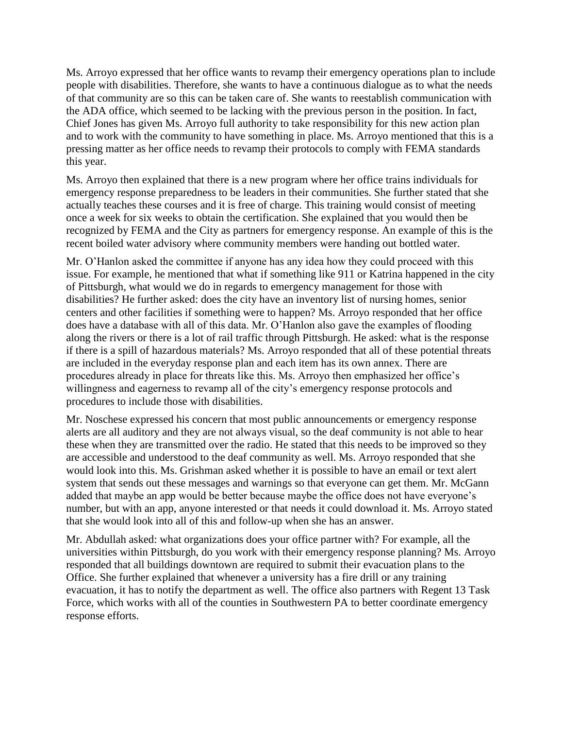Ms. Arroyo expressed that her office wants to revamp their emergency operations plan to include people with disabilities. Therefore, she wants to have a continuous dialogue as to what the needs of that community are so this can be taken care of. She wants to reestablish communication with the ADA office, which seemed to be lacking with the previous person in the position. In fact, Chief Jones has given Ms. Arroyo full authority to take responsibility for this new action plan and to work with the community to have something in place. Ms. Arroyo mentioned that this is a pressing matter as her office needs to revamp their protocols to comply with FEMA standards this year.

Ms. Arroyo then explained that there is a new program where her office trains individuals for emergency response preparedness to be leaders in their communities. She further stated that she actually teaches these courses and it is free of charge. This training would consist of meeting once a week for six weeks to obtain the certification. She explained that you would then be recognized by FEMA and the City as partners for emergency response. An example of this is the recent boiled water advisory where community members were handing out bottled water.

Mr. O'Hanlon asked the committee if anyone has any idea how they could proceed with this issue. For example, he mentioned that what if something like 911 or Katrina happened in the city of Pittsburgh, what would we do in regards to emergency management for those with disabilities? He further asked: does the city have an inventory list of nursing homes, senior centers and other facilities if something were to happen? Ms. Arroyo responded that her office does have a database with all of this data. Mr. O'Hanlon also gave the examples of flooding along the rivers or there is a lot of rail traffic through Pittsburgh. He asked: what is the response if there is a spill of hazardous materials? Ms. Arroyo responded that all of these potential threats are included in the everyday response plan and each item has its own annex. There are procedures already in place for threats like this. Ms. Arroyo then emphasized her office's willingness and eagerness to revamp all of the city's emergency response protocols and procedures to include those with disabilities.

Mr. Noschese expressed his concern that most public announcements or emergency response alerts are all auditory and they are not always visual, so the deaf community is not able to hear these when they are transmitted over the radio. He stated that this needs to be improved so they are accessible and understood to the deaf community as well. Ms. Arroyo responded that she would look into this. Ms. Grishman asked whether it is possible to have an email or text alert system that sends out these messages and warnings so that everyone can get them. Mr. McGann added that maybe an app would be better because maybe the office does not have everyone's number, but with an app, anyone interested or that needs it could download it. Ms. Arroyo stated that she would look into all of this and follow-up when she has an answer.

Mr. Abdullah asked: what organizations does your office partner with? For example, all the universities within Pittsburgh, do you work with their emergency response planning? Ms. Arroyo responded that all buildings downtown are required to submit their evacuation plans to the Office. She further explained that whenever a university has a fire drill or any training evacuation, it has to notify the department as well. The office also partners with Regent 13 Task Force, which works with all of the counties in Southwestern PA to better coordinate emergency response efforts.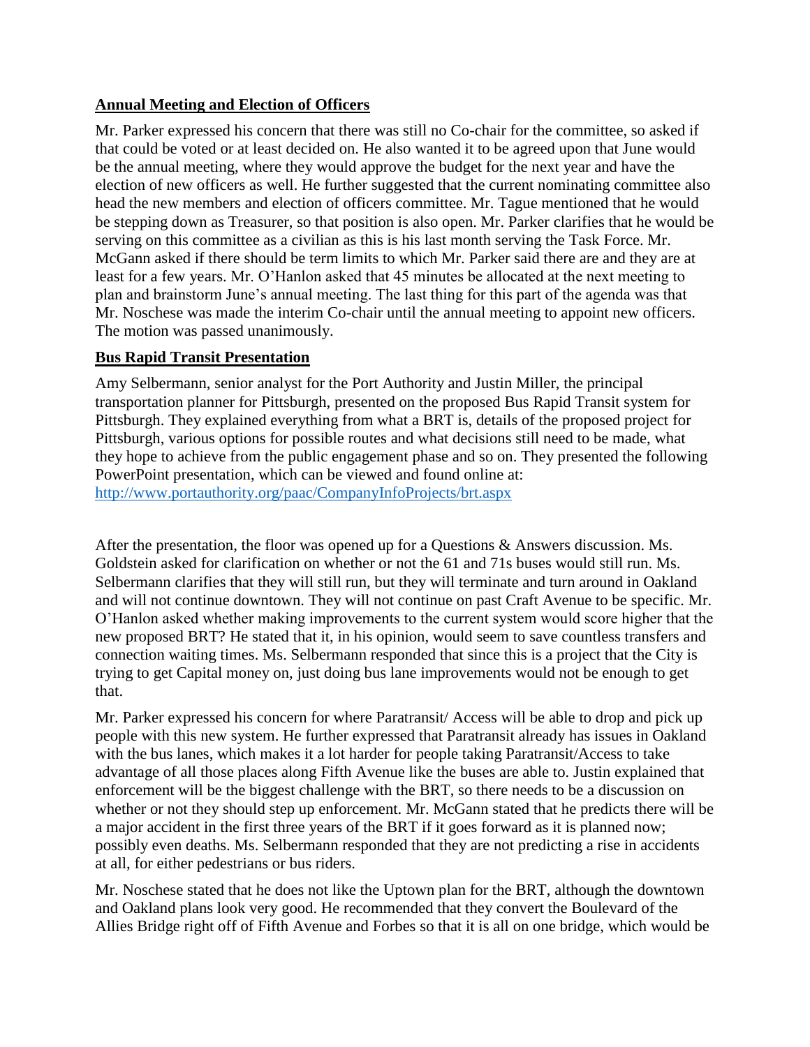## Annual Meeting and Election of Officers

Mr. Parker expressed his concern that there was still no Co-chair for the committee, so asked if that could be voted or at least decided on. He also wanted it to be agreed upon that June would be the annual meeting, where they would approve the budget for the next year and have the election of new officers as well. He further suggested that the current nominating committee also head the new members and election of officers committee. Mr. Tague mentioned that he would be stepping down as Treasurer, so that position is also open. Mr. Parker clarifies that he would be serving on this committee as a civilian as this is his last month serving the Task Force. Mr. McGann asked if there should be term limits to which Mr. Parker said there are and they are at least for a few years. Mr. O'Hanlon asked that 45 minutes be allocated at the next meeting to plan and brainstorm June's annual meeting. The last thing for this part of the agenda was that Mr. Noschese was made the interim Co-chair until the annual meeting to appoint new officers. The motion was passed unanimously.

## Bus Rapid Transit Presentation

Amy Selbermann, senior analyst for the Port Authority and Justin Miller, the principal transportation planner for Pittsburgh, presented on the proposed Bus Rapid Transit system for Pittsburgh. They explained everything from what a BRT is, details of the proposed project for Pittsburgh, various options for possible routes and what decisions still need to be made, what they hope to achieve from the public engagement phase and so on. They presented the following PowerPoint presentation, which can be viewed and found online at: http://www.portauthority.org/paac/CompanyInfoProjects/brt.aspx

After the presentation, the floor was opened up for a Questions & Answers discussion. Ms. Goldstein asked for clarification on whether or not the 61 and 71s buses would still run. Ms. Selbermann clarifies that they will still run, but they will terminate and turn around in Oakland and will not continue downtown. They will not continue on past Craft Avenue to be specific. Mr. O'Hanlon asked whether making improvements to the current system would score higher that the new proposed BRT? He stated that it, in his opinion, would seem to save countless transfers and connection waiting times. Ms. Selbermann responded that since this is a project that the City is trying to get Capital money on, just doing bus lane improvements would not be enough to get that.

Mr. Parker expressed his concern for where Paratransit/ Access will be able to drop and pick up people with this new system. He further expressed that Paratransit already has issues in Oakland with the bus lanes, which makes it a lot harder for people taking Paratransit/Access to take advantage of all those places along Fifth Avenue like the buses are able to. Justin explained that enforcement will be the biggest challenge with the BRT, so there needs to be a discussion on whether or not they should step up enforcement. Mr. McGann stated that he predicts there will be a major accident in the first three years of the BRT if it goes forward as it is planned now; possibly even deaths. Ms. Selbermann responded that they are not predicting a rise in accidents at all, for either pedestrians or bus riders.

Mr. Noschese stated that he does not like the Uptown plan for the BRT, although the downtown and Oakland plans look very good. He recommended that they convert the Boulevard of the Allies Bridge right off of Fifth Avenue and Forbes so that it is all on one bridge, which would be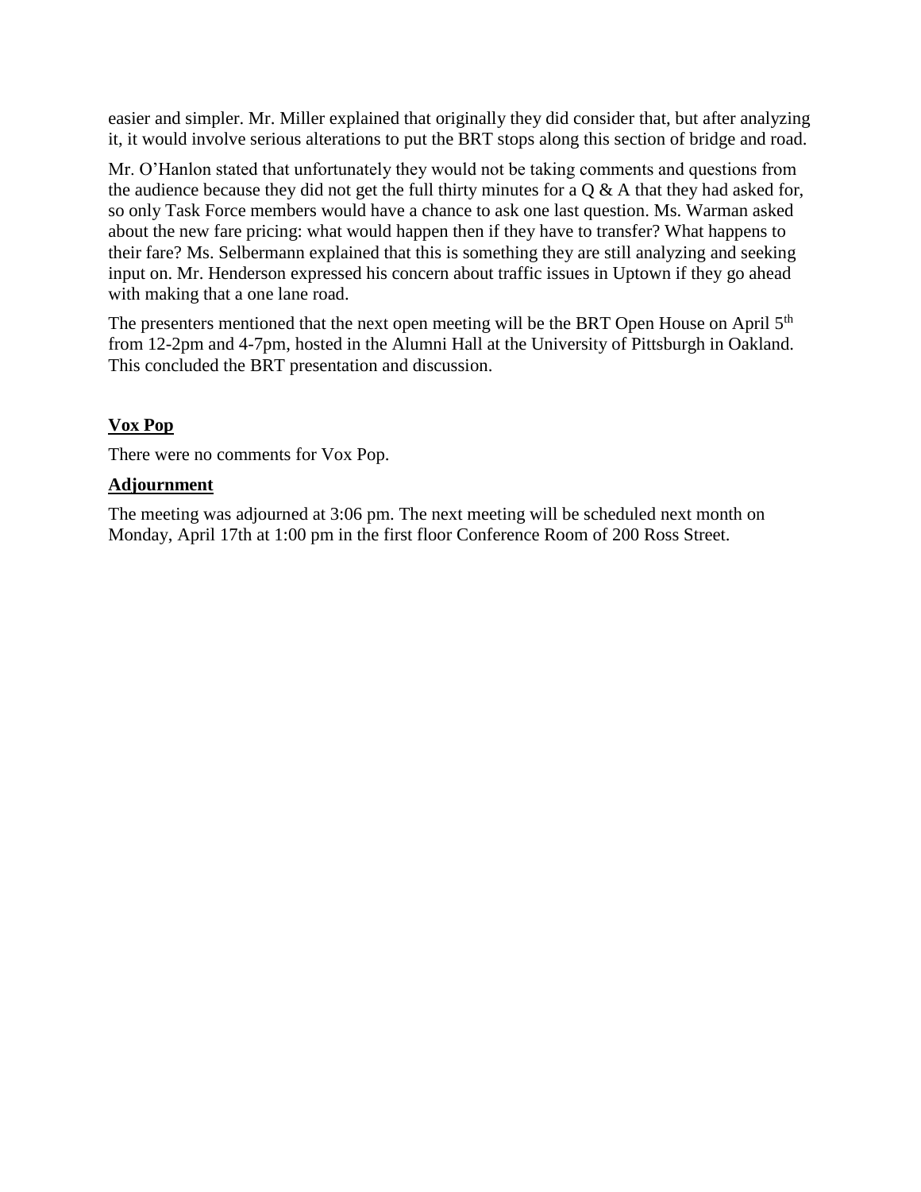easier and simpler. Mr. Miller explained that originally they did consider that, but after analyzing it, it would involve serious alterations to put the BRT stops along this section of bridge and road.

Mr. O'Hanlon stated that unfortunately they would not be taking comments and questions from the audience because they did not get the full thirty minutes for a Q & A that they had asked for, so only Task Force members would have a chance to ask one last question. Ms. Warman asked about the new fare pricing: what would happen then if they have to transfer? What happens to their fare? Ms. Selbermann explained that this is something they are still analyzing and seeking input on. Mr. Henderson expressed his concern about traffic issues in Uptown if they go ahead with making that a one lane road.

The presenters mentioned that the next open meeting will be the BRT Open House on April 5th from 12-2pm and 4-7pm, hosted in the Alumni Hall at the University of Pittsburgh in Oakland. This concluded the BRT presentation and discussion.

## Vox Pop

There were no comments for Vox Pop.

## Adjournment

The meeting was adjourned at 3:06 pm. The next meeting will be scheduled next month on Monday, April 17th at 1:00 pm in the first floor Conference Room of 200 Ross Street.